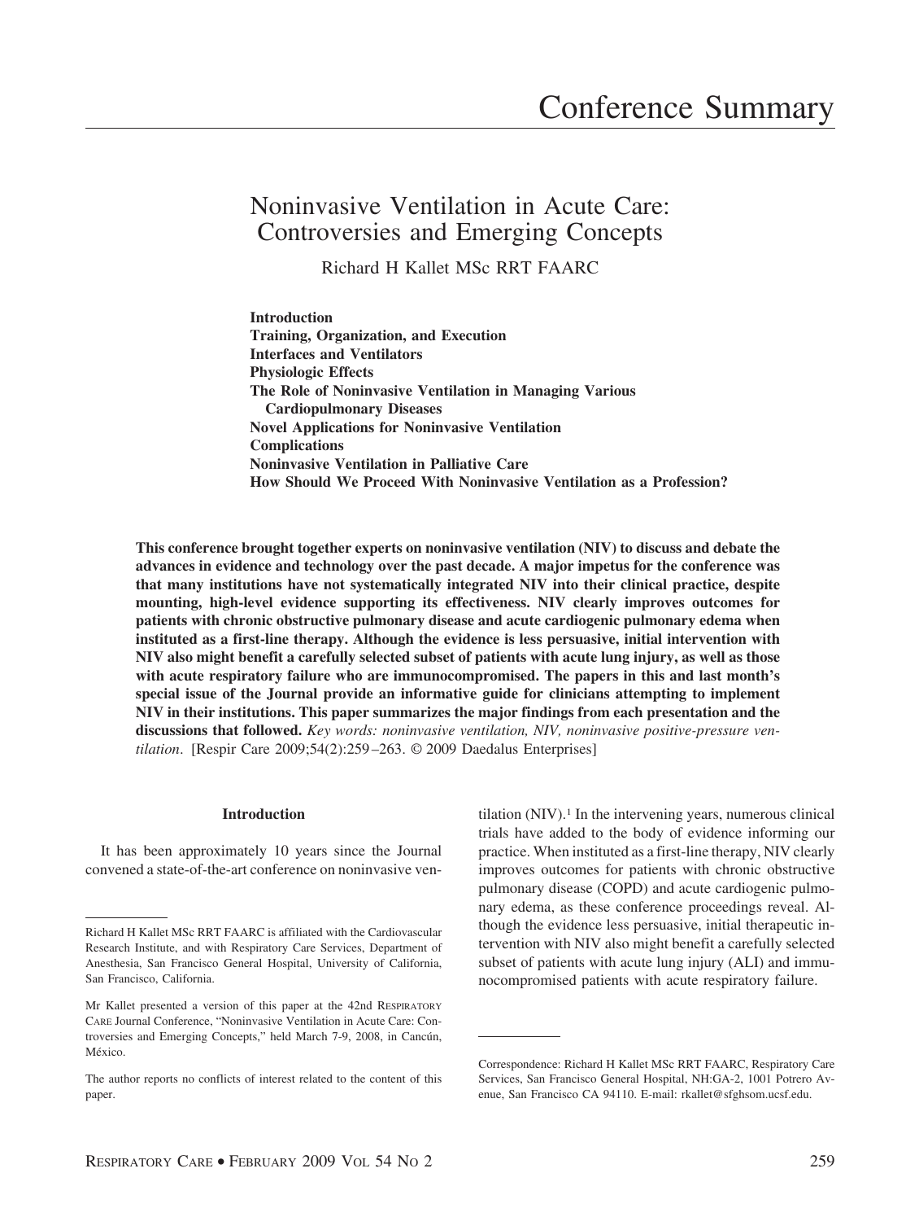# Conference Summary

## Noninvasive Ventilation in Acute Care: Controversies and Emerging Concepts

Richard H Kallet MSc RRT FAARC

**Introduction**
**Training, Organization, and Execution**
**Interfaces and Ventilators**
**Physiologic Effects**
**The Role of Noninvasive Ventilation in Managing Various Cardiopulmonary Diseases**
**Novel Applications for Noninvasive Ventilation**
**Complications**
**Noninvasive Ventilation in Palliative Care**
**How Should We Proceed With Noninvasive Ventilation as a Profession?**

**This conference brought together experts on noninvasive ventilation (NIV) to discuss and debate the advances in evidence and technology over the past decade. A major impetus for the conference was that many institutions have not systematically integrated NIV into their clinical practice, despite mounting, high-level evidence supporting its effectiveness. NIV clearly improves outcomes for patients with chronic obstructive pulmonary disease and acute cardiogenic pulmonary edema when instituted as a first-line therapy. Although the evidence is less persuasive, initial intervention with NIV also might benefit a carefully selected subset of patients with acute lung injury, as well as those with acute respiratory failure who are immunocompromised. The papers in this and last month's special issue of the Journal provide an informative guide for clinicians attempting to implement NIV in their institutions. This paper summarizes the major findings from each presentation and the discussions that followed.** *Key words: noninvasive ventilation, NIV, noninvasive positive-pressure ventilation*. [Respir Care 2009;54(2):259–263. © 2009 Daedalus Enterprises]

### Introduction

It has been approximately 10 years since the Journal convened a state-of-the-art conference on noninvasive ventilation (NIV).[1] In the intervening years, numerous clinical trials have added to the body of evidence informing our practice. When instituted as a first-line therapy, NIV clearly improves outcomes for patients with chronic obstructive pulmonary disease (COPD) and acute cardiogenic pulmonary edema, as these conference proceedings reveal. Although the evidence less persuasive, initial therapeutic intervention with NIV also might benefit a carefully selected subset of patients with acute lung injury (ALI) and immunocompromised patients with acute respiratory failure.

---

Richard H Kallet MSc RRT FAARC is affiliated with the Cardiovascular Research Institute, and with Respiratory Care Services, Department of Anesthesia, San Francisco General Hospital, University of California, San Francisco, California.

Mr Kallet presented a version of this paper at the 42nd RESPIRATORY CARE Journal Conference, "Noninvasive Ventilation in Acute Care: Controversies and Emerging Concepts," held March 7-9, 2008, in Cancún, México.

The author reports no conflicts of interest related to the content of this paper.

Correspondence: Richard H Kallet MSc RRT FAARC, Respiratory Care Services, San Francisco General Hospital, NH:GA-2, 1001 Potrero Avenue, San Francisco CA 94110. E-mail: rkallet@sfghsom.ucsf.edu.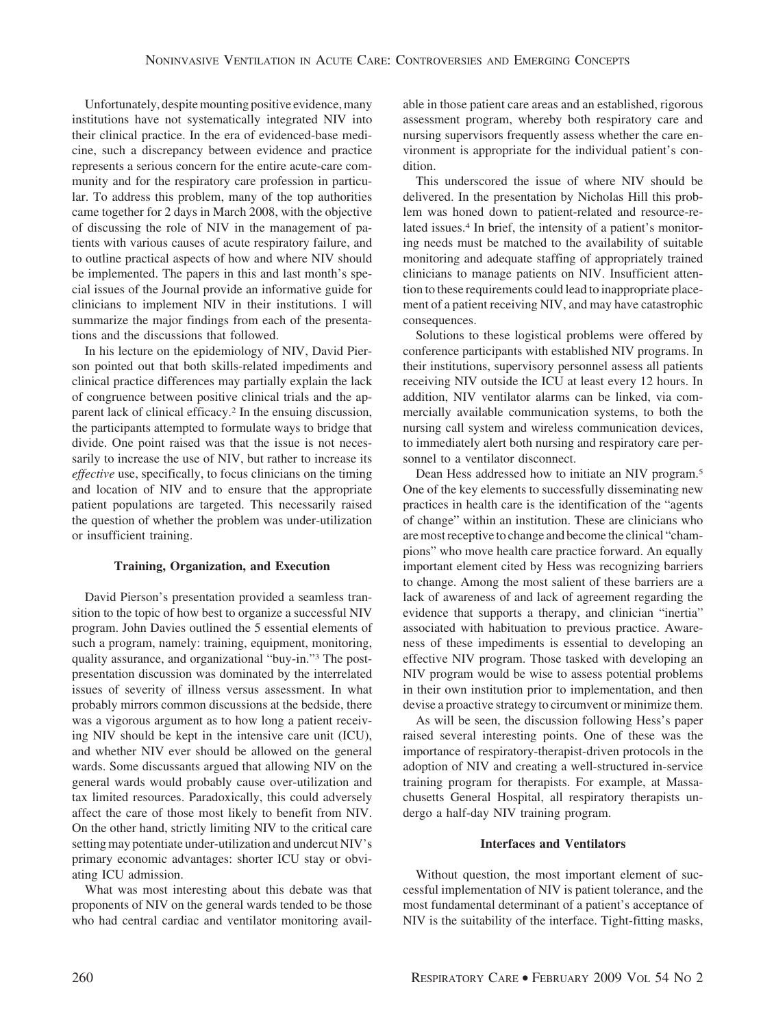Unfortunately, despite mounting positive evidence, many institutions have not systematically integrated NIV into their clinical practice. In the era of evidenced-base medicine, such a discrepancy between evidence and practice represents a serious concern for the entire acute-care community and for the respiratory care profession in particular. To address this problem, many of the top authorities came together for 2 days in March 2008, with the objective of discussing the role of NIV in the management of patients with various causes of acute respiratory failure, and to outline practical aspects of how and where NIV should be implemented. The papers in this and last month's special issues of the Journal provide an informative guide for clinicians to implement NIV in their institutions. I will summarize the major findings from each of the presentations and the discussions that followed.

In his lecture on the epidemiology of NIV, David Pierson pointed out that both skills-related impediments and clinical practice differences may partially explain the lack of congruence between positive clinical trials and the apparent lack of clinical efficacy.[2] In the ensuing discussion, the participants attempted to formulate ways to bridge that divide. One point raised was that the issue is not necessarily to increase the use of NIV, but rather to increase its *effective* use, specifically, to focus clinicians on the timing and location of NIV and to ensure that the appropriate patient populations are targeted. This necessarily raised the question of whether the problem was under-utilization or insufficient training.

## Training, Organization, and Execution

David Pierson's presentation provided a seamless transition to the topic of how best to organize a successful NIV program. John Davies outlined the 5 essential elements of such a program, namely: training, equipment, monitoring, quality assurance, and organizational "buy-in."[3] The post-presentation discussion was dominated by the interrelated issues of severity of illness versus assessment. In what probably mirrors common discussions at the bedside, there was a vigorous argument as to how long a patient receiving NIV should be kept in the intensive care unit (ICU), and whether NIV ever should be allowed on the general wards. Some discussants argued that allowing NIV on the general wards would probably cause over-utilization and tax limited resources. Paradoxically, this could adversely affect the care of those most likely to benefit from NIV. On the other hand, strictly limiting NIV to the critical care setting may potentiate under-utilization and undercut NIV's primary economic advantages: shorter ICU stay or obviating ICU admission.

What was most interesting about this debate was that proponents of NIV on the general wards tended to be those who had central cardiac and ventilator monitoring available in those patient care areas and an established, rigorous assessment program, whereby both respiratory care and nursing supervisors frequently assess whether the care environment is appropriate for the individual patient's condition.

This underscored the issue of where NIV should be delivered. In the presentation by Nicholas Hill this problem was honed down to patient-related and resource-related issues.[4] In brief, the intensity of a patient's monitoring needs must be matched to the availability of suitable monitoring and adequate staffing of appropriately trained clinicians to manage patients on NIV. Insufficient attention to these requirements could lead to inappropriate placement of a patient receiving NIV, and may have catastrophic consequences.

Solutions to these logistical problems were offered by conference participants with established NIV programs. In their institutions, supervisory personnel assess all patients receiving NIV outside the ICU at least every 12 hours. In addition, NIV ventilator alarms can be linked, via commercially available communication systems, to both the nursing call system and wireless communication devices, to immediately alert both nursing and respiratory care personnel to a ventilator disconnect.

Dean Hess addressed how to initiate an NIV program.[5] One of the key elements to successfully disseminating new practices in health care is the identification of the "agents of change" within an institution. These are clinicians who are most receptive to change and become the clinical "champions" who move health care practice forward. An equally important element cited by Hess was recognizing barriers to change. Among the most salient of these barriers are a lack of awareness of and lack of agreement regarding the evidence that supports a therapy, and clinician "inertia" associated with habituation to previous practice. Awareness of these impediments is essential to developing an effective NIV program. Those tasked with developing an NIV program would be wise to assess potential problems in their own institution prior to implementation, and then devise a proactive strategy to circumvent or minimize them.

As will be seen, the discussion following Hess's paper raised several interesting points. One of these was the importance of respiratory-therapist-driven protocols in the adoption of NIV and creating a well-structured in-service training program for therapists. For example, at Massachusetts General Hospital, all respiratory therapists undergo a half-day NIV training program.

## Interfaces and Ventilators

Without question, the most important element of successful implementation of NIV is patient tolerance, and the most fundamental determinant of a patient's acceptance of NIV is the suitability of the interface. Tight-fitting masks,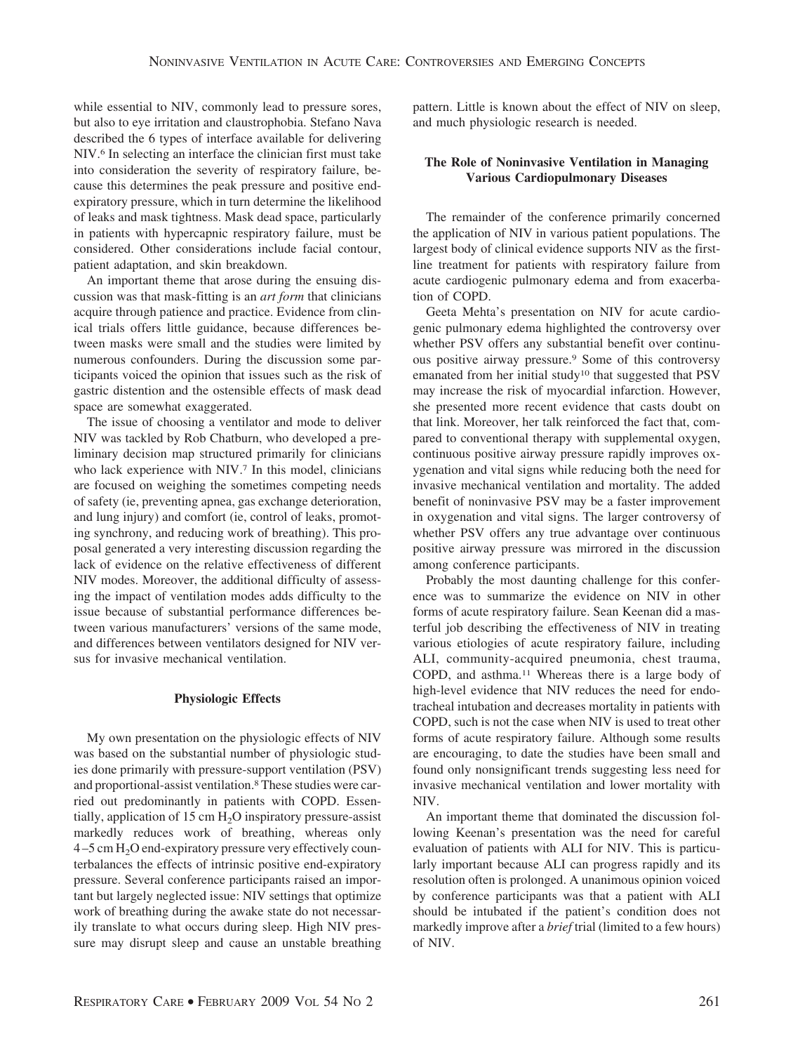while essential to NIV, commonly lead to pressure sores, but also to eye irritation and claustrophobia. Stefano Nava described the 6 types of interface available for delivering NIV.[6] In selecting an interface the clinician first must take into consideration the severity of respiratory failure, because this determines the peak pressure and positive end-expiratory pressure, which in turn determine the likelihood of leaks and mask tightness. Mask dead space, particularly in patients with hypercapnic respiratory failure, must be considered. Other considerations include facial contour, patient adaptation, and skin breakdown.

An important theme that arose during the ensuing discussion was that mask-fitting is an *art form* that clinicians acquire through patience and practice. Evidence from clinical trials offers little guidance, because differences between masks were small and the studies were limited by numerous confounders. During the discussion some participants voiced the opinion that issues such as the risk of gastric distention and the ostensible effects of mask dead space are somewhat exaggerated.

The issue of choosing a ventilator and mode to deliver NIV was tackled by Rob Chatburn, who developed a preliminary decision map structured primarily for clinicians who lack experience with NIV.[7] In this model, clinicians are focused on weighing the sometimes competing needs of safety (ie, preventing apnea, gas exchange deterioration, and lung injury) and comfort (ie, control of leaks, promoting synchrony, and reducing work of breathing). This proposal generated a very interesting discussion regarding the lack of evidence on the relative effectiveness of different NIV modes. Moreover, the additional difficulty of assessing the impact of ventilation modes adds difficulty to the issue because of substantial performance differences between various manufacturers' versions of the same mode, and differences between ventilators designed for NIV versus for invasive mechanical ventilation.

### Physiologic Effects

My own presentation on the physiologic effects of NIV was based on the substantial number of physiologic studies done primarily with pressure-support ventilation (PSV) and proportional-assist ventilation.[8] These studies were carried out predominantly in patients with COPD. Essentially, application of 15 cm $H_2O$ inspiratory pressure-assist markedly reduces work of breathing, whereas only 4–5 cm $H_2O$ end-expiratory pressure very effectively counterbalances the effects of intrinsic positive end-expiratory pressure. Several conference participants raised an important but largely neglected issue: NIV settings that optimize work of breathing during the awake state do not necessarily translate to what occurs during sleep. High NIV pressure may disrupt sleep and cause an unstable breathing pattern. Little is known about the effect of NIV on sleep, and much physiologic research is needed.

### The Role of Noninvasive Ventilation in Managing Various Cardiopulmonary Diseases

The remainder of the conference primarily concerned the application of NIV in various patient populations. The largest body of clinical evidence supports NIV as the first-line treatment for patients with respiratory failure from acute cardiogenic pulmonary edema and from exacerbation of COPD.

Geeta Mehta's presentation on NIV for acute cardiogenic pulmonary edema highlighted the controversy over whether PSV offers any substantial benefit over continuous positive airway pressure.[9] Some of this controversy emanated from her initial study[10] that suggested that PSV may increase the risk of myocardial infarction. However, she presented more recent evidence that casts doubt on that link. Moreover, her talk reinforced the fact that, compared to conventional therapy with supplemental oxygen, continuous positive airway pressure rapidly improves oxygenation and vital signs while reducing both the need for invasive mechanical ventilation and mortality. The added benefit of noninvasive PSV may be a faster improvement in oxygenation and vital signs. The larger controversy of whether PSV offers any true advantage over continuous positive airway pressure was mirrored in the discussion among conference participants.

Probably the most daunting challenge for this conference was to summarize the evidence on NIV in other forms of acute respiratory failure. Sean Keenan did a masterful job describing the effectiveness of NIV in treating various etiologies of acute respiratory failure, including ALI, community-acquired pneumonia, chest trauma, COPD, and asthma.[11] Whereas there is a large body of high-level evidence that NIV reduces the need for endotracheal intubation and decreases mortality in patients with COPD, such is not the case when NIV is used to treat other forms of acute respiratory failure. Although some results are encouraging, to date the studies have been small and found only nonsignificant trends suggesting less need for invasive mechanical ventilation and lower mortality with NIV.

An important theme that dominated the discussion following Keenan's presentation was the need for careful evaluation of patients with ALI for NIV. This is particularly important because ALI can progress rapidly and its resolution often is prolonged. A unanimous opinion voiced by conference participants was that a patient with ALI should be intubated if the patient's condition does not markedly improve after a *brief* trial (limited to a few hours) of NIV.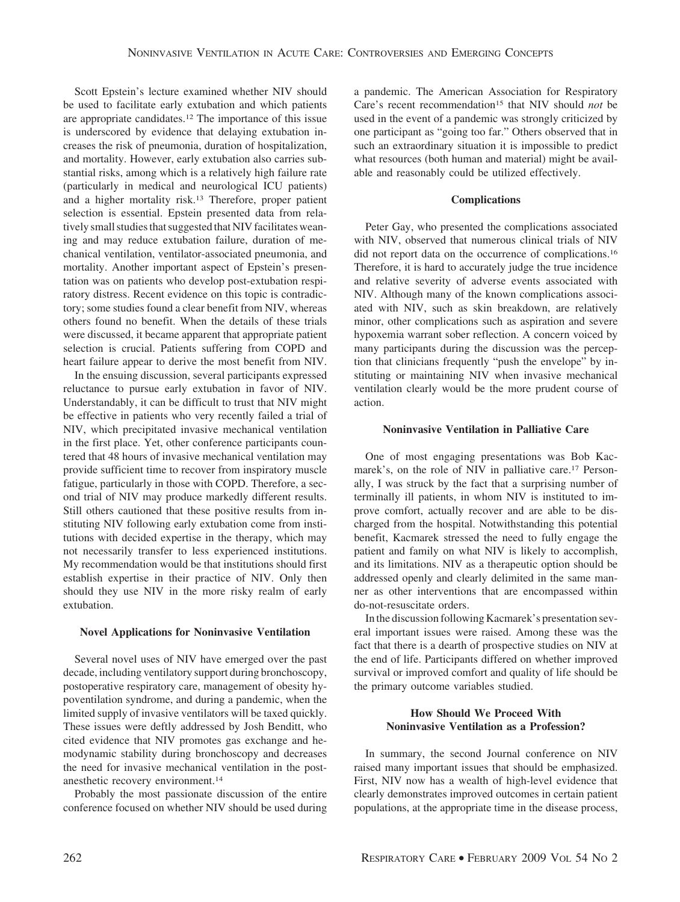Scott Epstein's lecture examined whether NIV should be used to facilitate early extubation and which patients are appropriate candidates.[12] The importance of this issue is underscored by evidence that delaying extubation increases the risk of pneumonia, duration of hospitalization, and mortality. However, early extubation also carries substantial risks, among which is a relatively high failure rate (particularly in medical and neurological ICU patients) and a higher mortality risk.[13] Therefore, proper patient selection is essential. Epstein presented data from relatively small studies that suggested that NIV facilitates weaning and may reduce extubation failure, duration of mechanical ventilation, ventilator-associated pneumonia, and mortality. Another important aspect of Epstein's presentation was on patients who develop post-extubation respiratory distress. Recent evidence on this topic is contradictory; some studies found a clear benefit from NIV, whereas others found no benefit. When the details of these trials were discussed, it became apparent that appropriate patient selection is crucial. Patients suffering from COPD and heart failure appear to derive the most benefit from NIV.

In the ensuing discussion, several participants expressed reluctance to pursue early extubation in favor of NIV. Understandably, it can be difficult to trust that NIV might be effective in patients who very recently failed a trial of NIV, which precipitated invasive mechanical ventilation in the first place. Yet, other conference participants countered that 48 hours of invasive mechanical ventilation may provide sufficient time to recover from inspiratory muscle fatigue, particularly in those with COPD. Therefore, a second trial of NIV may produce markedly different results. Still others cautioned that these positive results from instituting NIV following early extubation come from institutions with decided expertise in the therapy, which may not necessarily transfer to less experienced institutions. My recommendation would be that institutions should first establish expertise in their practice of NIV. Only then should they use NIV in the more risky realm of early extubation.

### Novel Applications for Noninvasive Ventilation

Several novel uses of NIV have emerged over the past decade, including ventilatory support during bronchoscopy, postoperative respiratory care, management of obesity hypoventilation syndrome, and during a pandemic, when the limited supply of invasive ventilators will be taxed quickly. These issues were deftly addressed by Josh Benditt, who cited evidence that NIV promotes gas exchange and hemodynamic stability during bronchoscopy and decreases the need for invasive mechanical ventilation in the postanesthetic recovery environment.[14]

Probably the most passionate discussion of the entire conference focused on whether NIV should be used during a pandemic. The American Association for Respiratory Care's recent recommendation[15] that NIV should *not* be used in the event of a pandemic was strongly criticized by one participant as "going too far." Others observed that in such an extraordinary situation it is impossible to predict what resources (both human and material) might be available and reasonably could be utilized effectively.

### Complications

Peter Gay, who presented the complications associated with NIV, observed that numerous clinical trials of NIV did not report data on the occurrence of complications.[16] Therefore, it is hard to accurately judge the true incidence and relative severity of adverse events associated with NIV. Although many of the known complications associated with NIV, such as skin breakdown, are relatively minor, other complications such as aspiration and severe hypoxemia warrant sober reflection. A concern voiced by many participants during the discussion was the perception that clinicians frequently "push the envelope" by instituting or maintaining NIV when invasive mechanical ventilation clearly would be the more prudent course of action.

### Noninvasive Ventilation in Palliative Care

One of most engaging presentations was Bob Kacmarek's, on the role of NIV in palliative care.[17] Personally, I was struck by the fact that a surprising number of terminally ill patients, in whom NIV is instituted to improve comfort, actually recover and are able to be discharged from the hospital. Notwithstanding this potential benefit, Kacmarek stressed the need to fully engage the patient and family on what NIV is likely to accomplish, and its limitations. NIV as a therapeutic option should be addressed openly and clearly delimited in the same manner as other interventions that are encompassed within do-not-resuscitate orders.

In the discussion following Kacmarek's presentation several important issues were raised. Among these was the fact that there is a dearth of prospective studies on NIV at the end of life. Participants differed on whether improved survival or improved comfort and quality of life should be the primary outcome variables studied.

### How Should We Proceed With Noninvasive Ventilation as a Profession?

In summary, the second Journal conference on NIV raised many important issues that should be emphasized. First, NIV now has a wealth of high-level evidence that clearly demonstrates improved outcomes in certain patient populations, at the appropriate time in the disease process,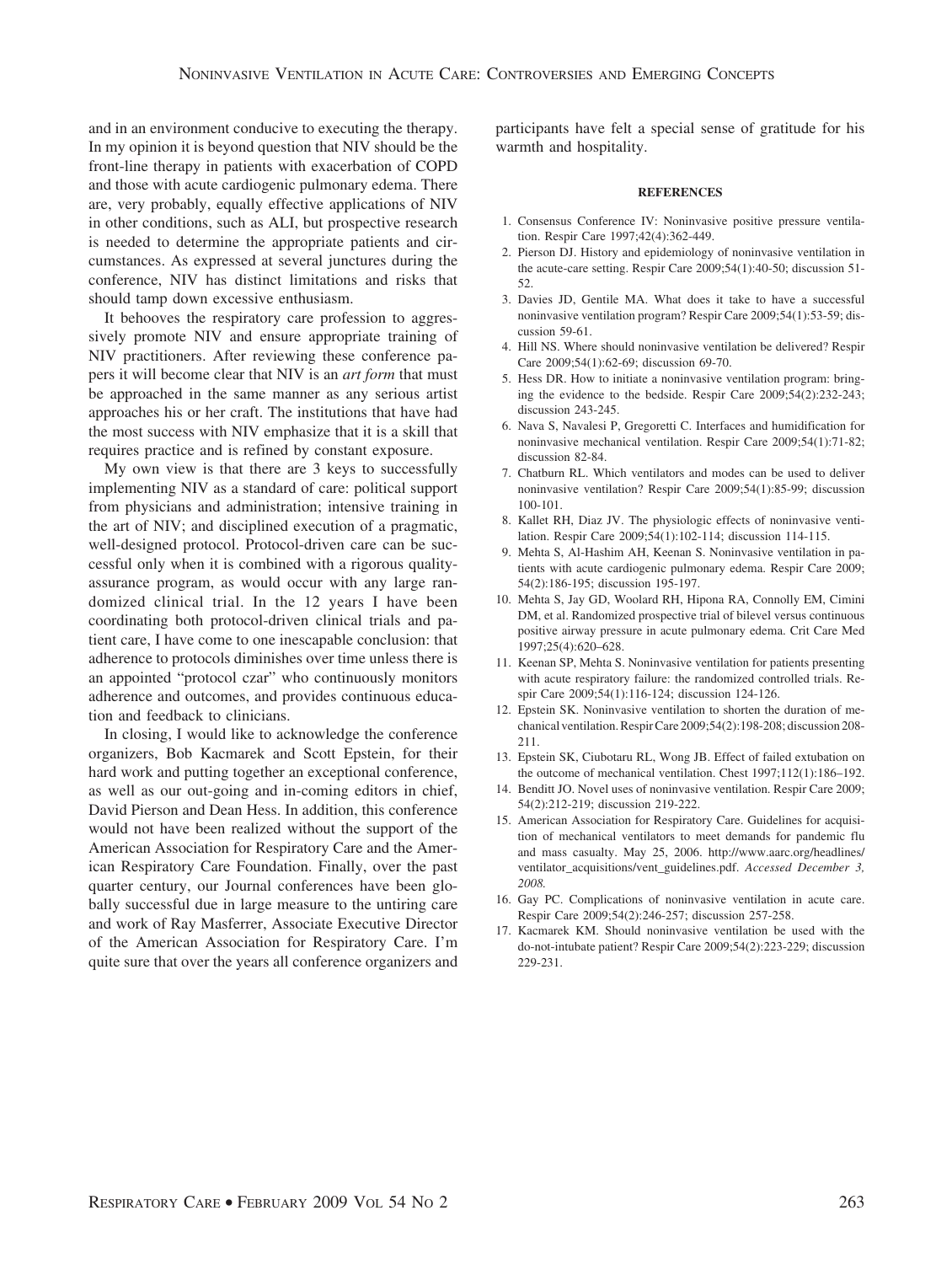and in an environment conducive to executing the therapy. In my opinion it is beyond question that NIV should be the front-line therapy in patients with exacerbation of COPD and those with acute cardiogenic pulmonary edema. There are, very probably, equally effective applications of NIV in other conditions, such as ALI, but prospective research is needed to determine the appropriate patients and circumstances. As expressed at several junctures during the conference, NIV has distinct limitations and risks that should tamp down excessive enthusiasm.

It behooves the respiratory care profession to aggressively promote NIV and ensure appropriate training of NIV practitioners. After reviewing these conference papers it will become clear that NIV is an *art form* that must be approached in the same manner as any serious artist approaches his or her craft. The institutions that have had the most success with NIV emphasize that it is a skill that requires practice and is refined by constant exposure.

My own view is that there are 3 keys to successfully implementing NIV as a standard of care: political support from physicians and administration; intensive training in the art of NIV; and disciplined execution of a pragmatic, well-designed protocol. Protocol-driven care can be successful only when it is combined with a rigorous quality-assurance program, as would occur with any large randomized clinical trial. In the 12 years I have been coordinating both protocol-driven clinical trials and patient care, I have come to one inescapable conclusion: that adherence to protocols diminishes over time unless there is an appointed "protocol czar" who continuously monitors adherence and outcomes, and provides continuous education and feedback to clinicians.

In closing, I would like to acknowledge the conference organizers, Bob Kacmarek and Scott Epstein, for their hard work and putting together an exceptional conference, as well as our out-going and in-coming editors in chief, David Pierson and Dean Hess. In addition, this conference would not have been realized without the support of the American Association for Respiratory Care and the American Respiratory Care Foundation. Finally, over the past quarter century, our Journal conferences have been globally successful due in large measure to the untiring care and work of Ray Masferrer, Associate Executive Director of the American Association for Respiratory Care. I'm quite sure that over the years all conference organizers and participants have felt a special sense of gratitude for his warmth and hospitality.

## REFERENCES

1. Consensus Conference IV: Noninvasive positive pressure ventilation. Respir Care 1997;42(4):362-449.
2. Pierson DJ. History and epidemiology of noninvasive ventilation in the acute-care setting. Respir Care 2009;54(1):40-50; discussion 51-52.
3. Davies JD, Gentile MA. What does it take to have a successful noninvasive ventilation program? Respir Care 2009;54(1):53-59; discussion 59-61.
4. Hill NS. Where should noninvasive ventilation be delivered? Respir Care 2009;54(1):62-69; discussion 69-70.
5. Hess DR. How to initiate a noninvasive ventilation program: bringing the evidence to the bedside. Respir Care 2009;54(2):232-243; discussion 243-245.
6. Nava S, Navalesi P, Gregoretti C. Interfaces and humidification for noninvasive mechanical ventilation. Respir Care 2009;54(1):71-82; discussion 82-84.
7. Chatburn RL. Which ventilators and modes can be used to deliver noninvasive ventilation? Respir Care 2009;54(1):85-99; discussion 100-101.
8. Kallet RH, Diaz JV. The physiologic effects of noninvasive ventilation. Respir Care 2009;54(1):102-114; discussion 114-115.
9. Mehta S, Al-Hashim AH, Keenan S. Noninvasive ventilation in patients with acute cardiogenic pulmonary edema. Respir Care 2009; 54(2):186-195; discussion 195-197.
10. Mehta S, Jay GD, Woolard RH, Hipona RA, Connolly EM, Cimini DM, et al. Randomized prospective trial of bilevel versus continuous positive airway pressure in acute pulmonary edema. Crit Care Med 1997;25(4):620–628.
11. Keenan SP, Mehta S. Noninvasive ventilation for patients presenting with acute respiratory failure: the randomized controlled trials. Respir Care 2009;54(1):116-124; discussion 124-126.
12. Epstein SK. Noninvasive ventilation to shorten the duration of mechanical ventilation. Respir Care 2009;54(2):198-208; discussion 208-211.
13. Epstein SK, Ciubotaru RL, Wong JB. Effect of failed extubation on the outcome of mechanical ventilation. Chest 1997;112(1):186–192.
14. Benditt JO. Novel uses of noninvasive ventilation. Respir Care 2009; 54(2):212-219; discussion 219-222.
15. American Association for Respiratory Care. Guidelines for acquisition of mechanical ventilators to meet demands for pandemic flu and mass casualty. May 25, 2006. http://www.aarc.org/headlines/ventilator_acquisitions/vent_guidelines.pdf. *Accessed December 3, 2008.*
16. Gay PC. Complications of noninvasive ventilation in acute care. Respir Care 2009;54(2):246-257; discussion 257-258.
17. Kacmarek KM. Should noninvasive ventilation be used with the do-not-intubate patient? Respir Care 2009;54(2):223-229; discussion 229-231.